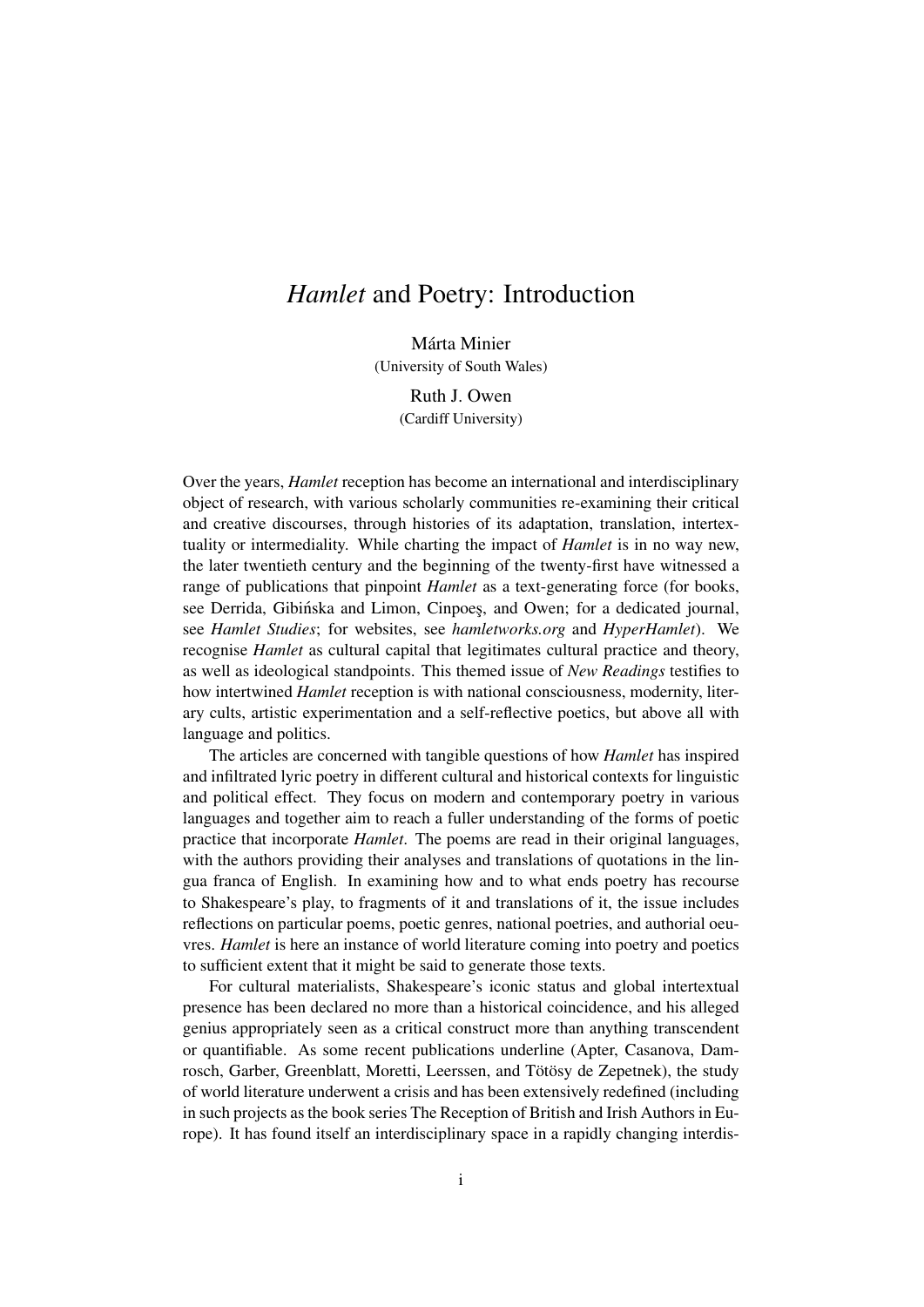# *Hamlet* and Poetry: Introduction

Márta Minier
(University of South Wales)

Ruth J. Owen
(Cardiff University)

Over the years, *Hamlet* reception has become an international and interdisciplinary object of research, with various scholarly communities re-examining their critical and creative discourses, through histories of its adaptation, translation, intertextuality or intermediality. While charting the impact of *Hamlet* is in no way new, the later twentieth century and the beginning of the twenty-first have witnessed a range of publications that pinpoint *Hamlet* as a text-generating force (for books, see Derrida, Gibińska and Limon, Cinpoeş, and Owen; for a dedicated journal, see *Hamlet Studies*; for websites, see *hamletworks.org* and *HyperHamlet*). We recognise *Hamlet* as cultural capital that legitimates cultural practice and theory, as well as ideological standpoints. This themed issue of *New Readings* testifies to how intertwined *Hamlet* reception is with national consciousness, modernity, literary cults, artistic experimentation and a self-reflective poetics, but above all with language and politics.

The articles are concerned with tangible questions of how *Hamlet* has inspired and infiltrated lyric poetry in different cultural and historical contexts for linguistic and political effect. They focus on modern and contemporary poetry in various languages and together aim to reach a fuller understanding of the forms of poetic practice that incorporate *Hamlet*. The poems are read in their original languages, with the authors providing their analyses and translations of quotations in the lingua franca of English. In examining how and to what ends poetry has recourse to Shakespeare's play, to fragments of it and translations of it, the issue includes reflections on particular poems, poetic genres, national poetries, and authorial oeuvres. *Hamlet* is here an instance of world literature coming into poetry and poetics to sufficient extent that it might be said to generate those texts.

For cultural materialists, Shakespeare's iconic status and global intertextual presence has been declared no more than a historical coincidence, and his alleged genius appropriately seen as a critical construct more than anything transcendent or quantifiable. As some recent publications underline (Apter, Casanova, Damrosch, Garber, Greenblatt, Moretti, Leerssen, and Tötösy de Zepetnek), the study of world literature underwent a crisis and has been extensively redefined (including in such projects as the book series The Reception of British and Irish Authors in Europe). It has found itself an interdisciplinary space in a rapidly changing interdis-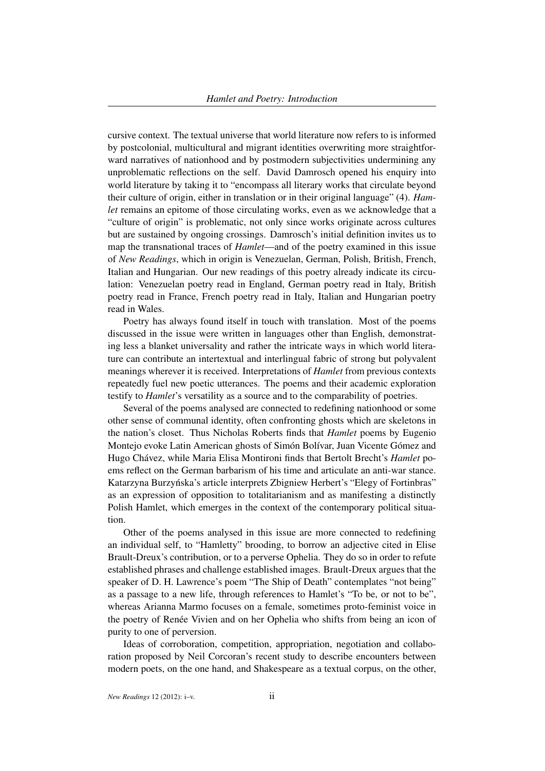cursive context. The textual universe that world literature now refers to is informed by postcolonial, multicultural and migrant identities overwriting more straightforward narratives of nationhood and by postmodern subjectivities undermining any unproblematic reflections on the self. David Damrosch opened his enquiry into world literature by taking it to "encompass all literary works that circulate beyond their culture of origin, either in translation or in their original language" (4). *Hamlet* remains an epitome of those circulating works, even as we acknowledge that a "culture of origin" is problematic, not only since works originate across cultures but are sustained by ongoing crossings. Damrosch's initial definition invites us to map the transnational traces of *Hamlet*—and of the poetry examined in this issue of *New Readings*, which in origin is Venezuelan, German, Polish, British, French, Italian and Hungarian. Our new readings of this poetry already indicate its circulation: Venezuelan poetry read in England, German poetry read in Italy, British poetry read in France, French poetry read in Italy, Italian and Hungarian poetry read in Wales.

Poetry has always found itself in touch with translation. Most of the poems discussed in the issue were written in languages other than English, demonstrating less a blanket universality and rather the intricate ways in which world literature can contribute an intertextual and interlingual fabric of strong but polyvalent meanings wherever it is received. Interpretations of *Hamlet* from previous contexts repeatedly fuel new poetic utterances. The poems and their academic exploration testify to *Hamlet*'s versatility as a source and to the comparability of poetries.

Several of the poems analysed are connected to redefining nationhood or some other sense of communal identity, often confronting ghosts which are skeletons in the nation's closet. Thus Nicholas Roberts finds that *Hamlet* poems by Eugenio Montejo evoke Latin American ghosts of Simón Bolívar, Juan Vicente Gómez and Hugo Chávez, while Maria Elisa Montironi finds that Bertolt Brecht's *Hamlet* poems reflect on the German barbarism of his time and articulate an anti-war stance. Katarzyna Burzyńska's article interprets Zbigniew Herbert's "Elegy of Fortinbras" as an expression of opposition to totalitarianism and as manifesting a distinctly Polish Hamlet, which emerges in the context of the contemporary political situation.

Other of the poems analysed in this issue are more connected to redefining an individual self, to "Hamletty" brooding, to borrow an adjective cited in Elise Brault-Dreux's contribution, or to a perverse Ophelia. They do so in order to refute established phrases and challenge established images. Brault-Dreux argues that the speaker of D. H. Lawrence's poem "The Ship of Death" contemplates "not being" as a passage to a new life, through references to Hamlet's "To be, or not to be", whereas Arianna Marmo focuses on a female, sometimes proto-feminist voice in the poetry of Renée Vivien and on her Ophelia who shifts from being an icon of purity to one of perversion.

Ideas of corroboration, competition, appropriation, negotiation and collaboration proposed by Neil Corcoran's recent study to describe encounters between modern poets, on the one hand, and Shakespeare as a textual corpus, on the other,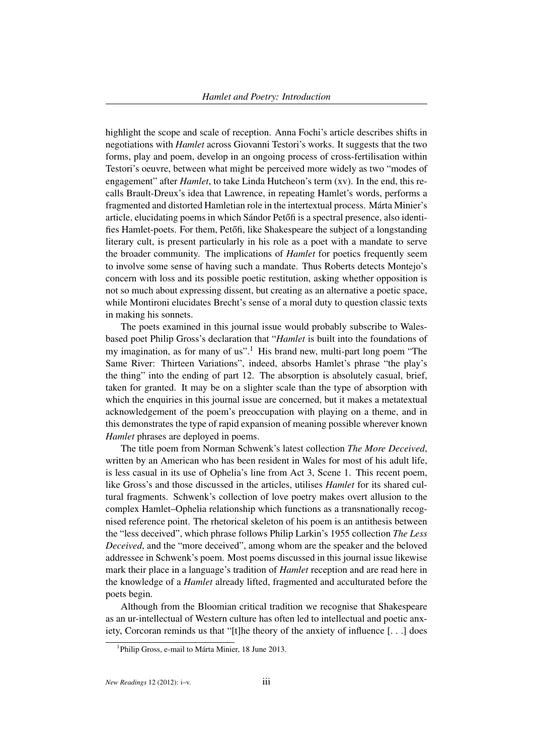highlight the scope and scale of reception. Anna Fochi's article describes shifts in negotiations with *Hamlet* across Giovanni Testori's works. It suggests that the two forms, play and poem, develop in an ongoing process of cross-fertilisation within Testori's oeuvre, between what might be perceived more widely as two "modes of engagement" after *Hamlet*, to take Linda Hutcheon's term (xv). In the end, this recalls Brault-Dreux's idea that Lawrence, in repeating Hamlet's words, performs a fragmented and distorted Hamletian role in the intertextual process. Márta Minier's article, elucidating poems in which Sándor Petőfi is a spectral presence, also identifies Hamlet-poets. For them, Petőfi, like Shakespeare the subject of a longstanding literary cult, is present particularly in his role as a poet with a mandate to serve the broader community. The implications of *Hamlet* for poetics frequently seem to involve some sense of having such a mandate. Thus Roberts detects Montejo's concern with loss and its possible poetic restitution, asking whether opposition is not so much about expressing dissent, but creating as an alternative a poetic space, while Montironi elucidates Brecht's sense of a moral duty to question classic texts in making his sonnets.

The poets examined in this journal issue would probably subscribe to Wales-based poet Philip Gross's declaration that "*Hamlet* is built into the foundations of my imagination, as for many of us".[1] His brand new, multi-part long poem "The Same River: Thirteen Variations", indeed, absorbs Hamlet's phrase "the play's the thing" into the ending of part 12. The absorption is absolutely casual, brief, taken for granted. It may be on a slighter scale than the type of absorption with which the enquiries in this journal issue are concerned, but it makes a metatextual acknowledgement of the poem's preoccupation with playing on a theme, and in this demonstrates the type of rapid expansion of meaning possible wherever known *Hamlet* phrases are deployed in poems.

The title poem from Norman Schwenk's latest collection *The More Deceived*, written by an American who has been resident in Wales for most of his adult life, is less casual in its use of Ophelia's line from Act 3, Scene 1. This recent poem, like Gross's and those discussed in the articles, utilises *Hamlet* for its shared cultural fragments. Schwenk's collection of love poetry makes overt allusion to the complex Hamlet–Ophelia relationship which functions as a transnationally recognised reference point. The rhetorical skeleton of his poem is an antithesis between the "less deceived", which phrase follows Philip Larkin's 1955 collection *The Less Deceived*, and the "more deceived", among whom are the speaker and the beloved addressee in Schwenk's poem. Most poems discussed in this journal issue likewise mark their place in a language's tradition of *Hamlet* reception and are read here in the knowledge of a *Hamlet* already lifted, fragmented and acculturated before the poets begin.

Although from the Bloomian critical tradition we recognise that Shakespeare as an ur-intellectual of Western culture has often led to intellectual and poetic anxiety, Corcoran reminds us that "[t]he theory of the anxiety of influence [. . .] does

[1] Philip Gross, e-mail to Márta Minier, 18 June 2013.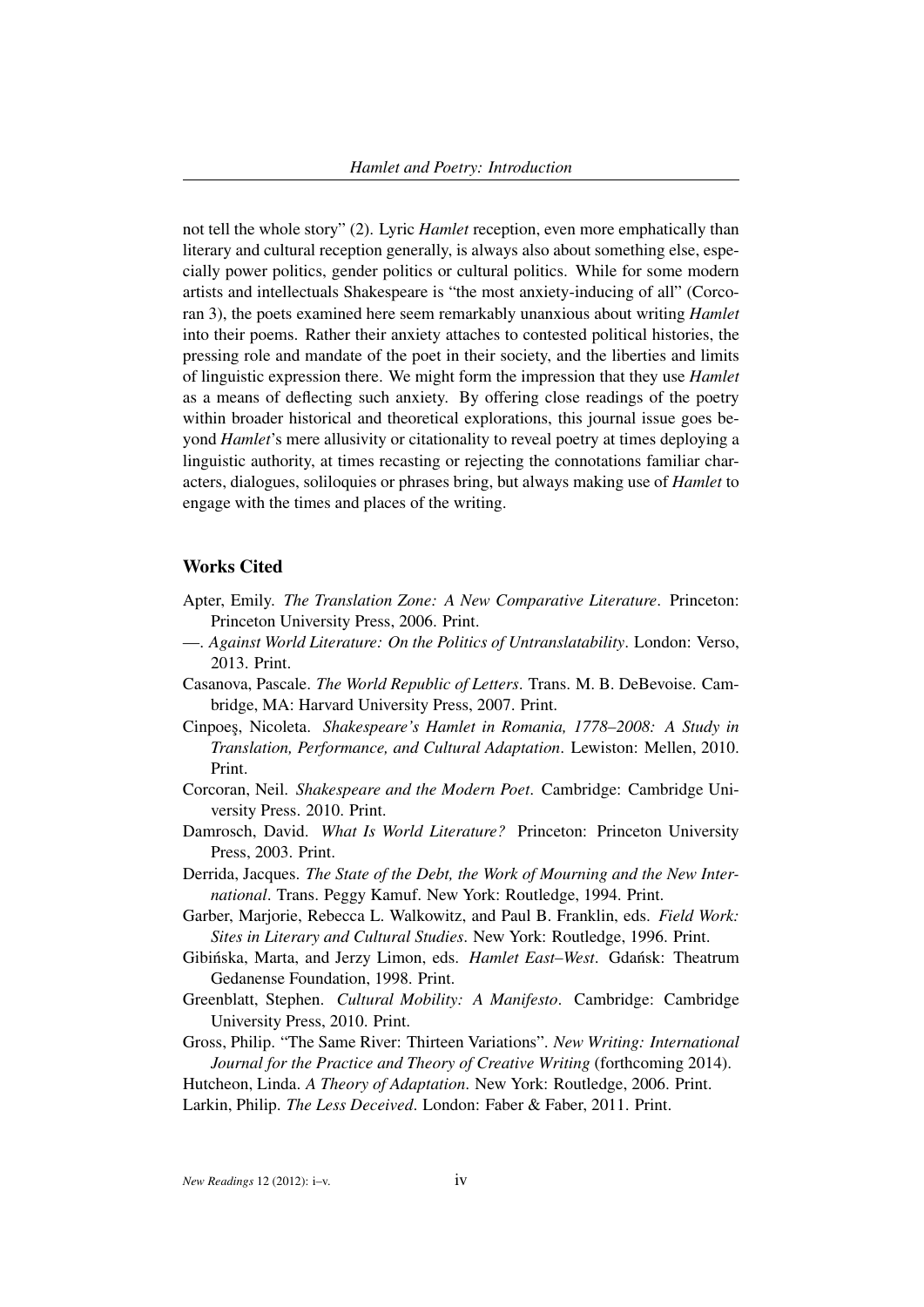not tell the whole story" (2). Lyric *Hamlet* reception, even more emphatically than literary and cultural reception generally, is always also about something else, especially power politics, gender politics or cultural politics. While for some modern artists and intellectuals Shakespeare is "the most anxiety-inducing of all" (Corcoran 3), the poets examined here seem remarkably unanxious about writing *Hamlet* into their poems. Rather their anxiety attaches to contested political histories, the pressing role and mandate of the poet in their society, and the liberties and limits of linguistic expression there. We might form the impression that they use *Hamlet* as a means of deflecting such anxiety. By offering close readings of the poetry within broader historical and theoretical explorations, this journal issue goes beyond *Hamlet*'s mere allusivity or citationality to reveal poetry at times deploying a linguistic authority, at times recasting or rejecting the connotations familiar characters, dialogues, soliloquies or phrases bring, but always making use of *Hamlet* to engage with the times and places of the writing.

## Works Cited

Apter, Emily. *The Translation Zone: A New Comparative Literature*. Princeton: Princeton University Press, 2006. Print.

—. *Against World Literature: On the Politics of Untranslatability*. London: Verso, 2013. Print.

Casanova, Pascale. *The World Republic of Letters*. Trans. M. B. DeBevoise. Cambridge, MA: Harvard University Press, 2007. Print.

Cinpoeş, Nicoleta. *Shakespeare's Hamlet in Romania, 1778–2008: A Study in Translation, Performance, and Cultural Adaptation*. Lewiston: Mellen, 2010. Print.

Corcoran, Neil. *Shakespeare and the Modern Poet*. Cambridge: Cambridge University Press. 2010. Print.

Damrosch, David. *What Is World Literature?* Princeton: Princeton University Press, 2003. Print.

Derrida, Jacques. *The State of the Debt, the Work of Mourning and the New International*. Trans. Peggy Kamuf. New York: Routledge, 1994. Print.

Garber, Marjorie, Rebecca L. Walkowitz, and Paul B. Franklin, eds. *Field Work: Sites in Literary and Cultural Studies*. New York: Routledge, 1996. Print.

Gibińska, Marta, and Jerzy Limon, eds. *Hamlet East–West*. Gdańsk: Theatrum Gedanense Foundation, 1998. Print.

Greenblatt, Stephen. *Cultural Mobility: A Manifesto*. Cambridge: Cambridge University Press, 2010. Print.

Gross, Philip. "The Same River: Thirteen Variations". *New Writing: International Journal for the Practice and Theory of Creative Writing* (forthcoming 2014).

Hutcheon, Linda. *A Theory of Adaptation*. New York: Routledge, 2006. Print.

Larkin, Philip. *The Less Deceived*. London: Faber & Faber, 2011. Print.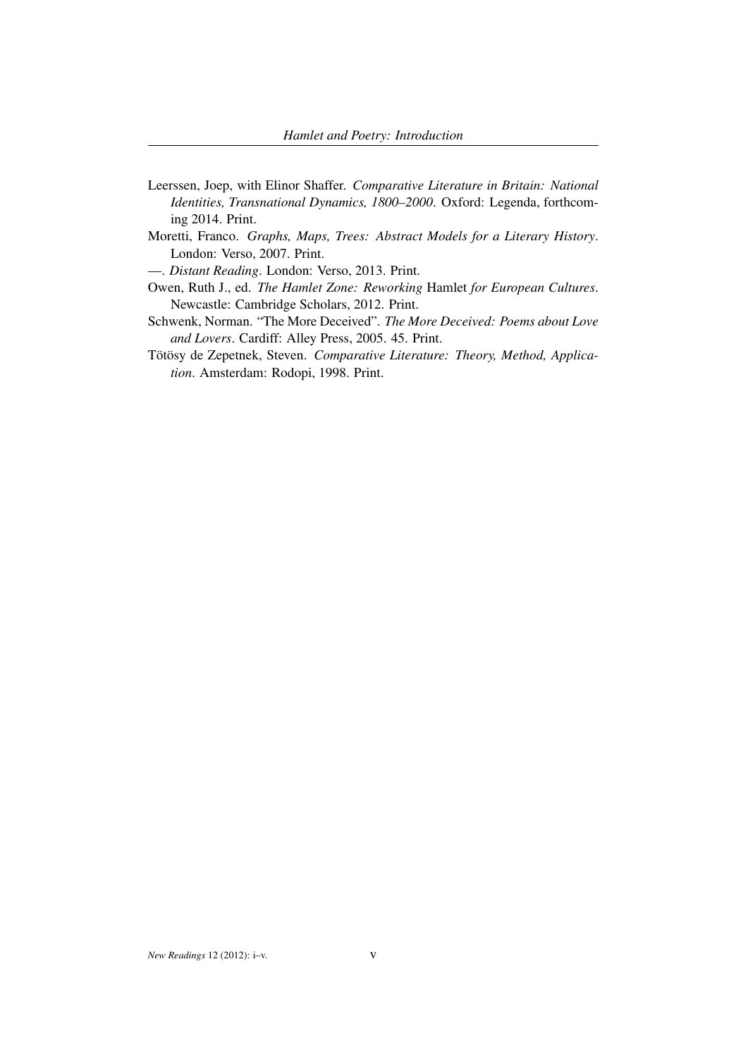Leerssen, Joep, with Elinor Shaffer. *Comparative Literature in Britain: National Identities, Transnational Dynamics, 1800–2000*. Oxford: Legenda, forthcoming 2014. Print.

Moretti, Franco. *Graphs, Maps, Trees: Abstract Models for a Literary History*. London: Verso, 2007. Print.

—. *Distant Reading*. London: Verso, 2013. Print.

Owen, Ruth J., ed. *The Hamlet Zone: Reworking* Hamlet *for European Cultures*. Newcastle: Cambridge Scholars, 2012. Print.

Schwenk, Norman. "The More Deceived". *The More Deceived: Poems about Love and Lovers*. Cardiff: Alley Press, 2005. 45. Print.

Tötösy de Zepetnek, Steven. *Comparative Literature: Theory, Method, Application*. Amsterdam: Rodopi, 1998. Print.